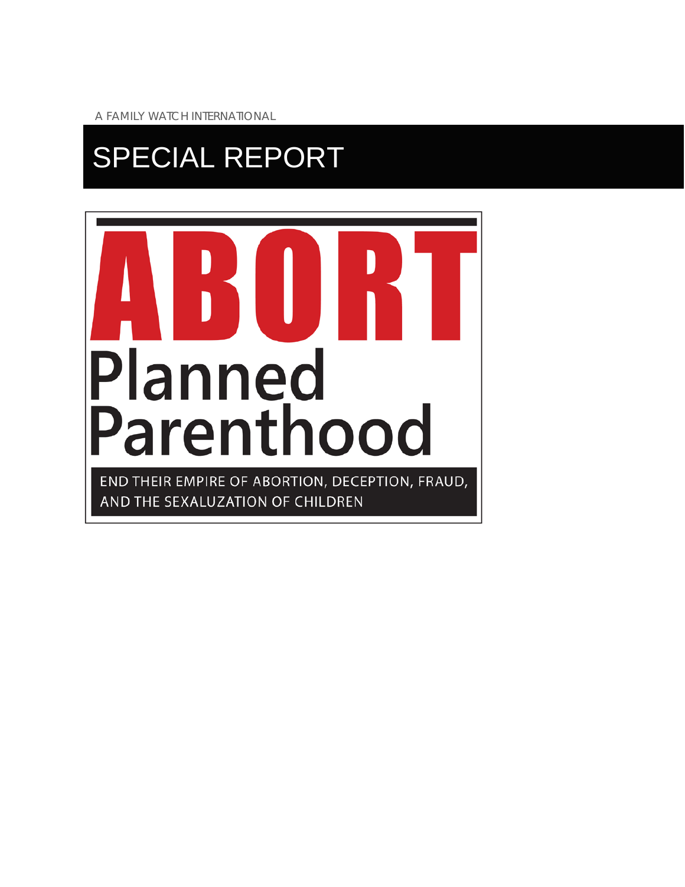A FAMILY WATCH INTERNATIONAL

# SPECIAL REPORT

# ABORT

# Planned Parenthood

END THEIR EMPIRE OF ABORTION, DECEPTION, FRAUD, AND THE SEXALUZATION OF CHILDREN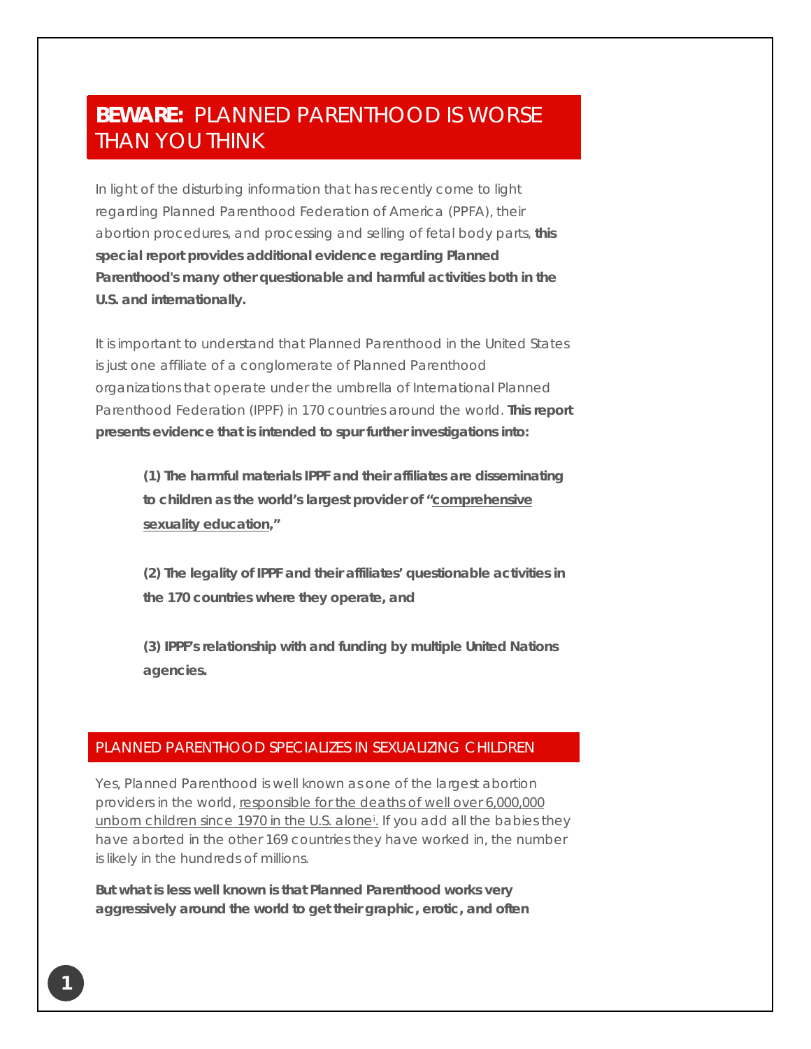## **BEWARE:** PLANNED PARENTHOOD IS WORSE THAN YOU THINK

In light of the disturbing information that has recently come to light regarding Planned Parenthood Federation of America (PPFA), their abortion procedures, and processing and selling of fetal body parts, **this special report provides additional evidence regarding Planned Parenthood's many other questionable and harmful activities both in the U.S. and internationally.**

It is important to understand that Planned Parenthood in the United States is just one affiliate of a conglomerate of Planned Parenthood organizations that operate under the umbrella of International Planned Parenthood Federation (IPPF) in 170 countries around the world. **This report presents evidence that is intended to spur further investigations into:**

> **(1) The harmful materials IPPF and their affiliates are disseminating to children as the world's largest provider of "comprehensive sexuality education,"**
>
> **(2) The legality of IPPF and their affiliates' questionable activities in the 170 countries where they operate, and**
>
> **(3) IPPF's relationship with and funding by multiple United Nations agencies.**

## PLANNED PARENTHOOD SPECIALIZES IN SEXUALIZING CHILDREN

Yes, Planned Parenthood is well known as one of the largest abortion providers in the world, responsible for the deaths of well over 6,000,000 unborn children since 1970 in the U.S. alone[i]. If you add all the babies they have aborted in the other 169 countries they have worked in, the number is likely in the hundreds of millions.

**But what is less well known is that Planned Parenthood works very aggressively around the world to get their graphic, erotic, and often**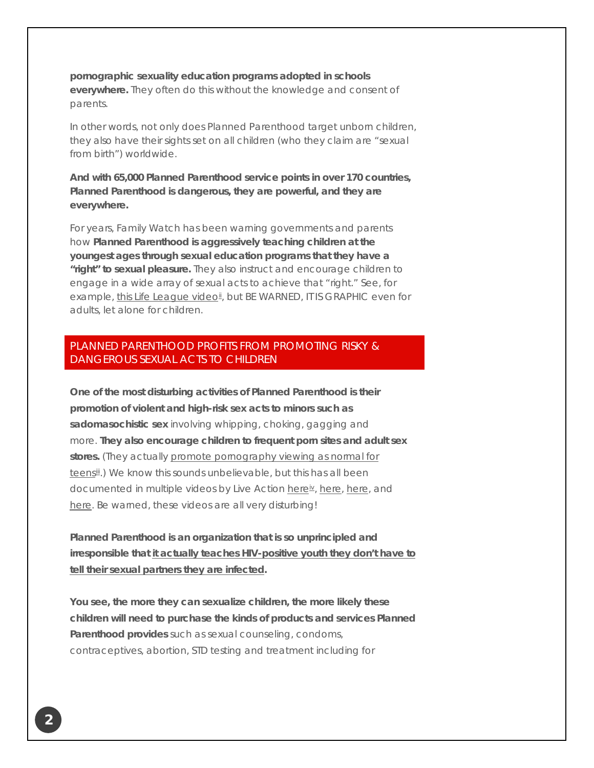**pornographic sexuality education programs adopted in schools everywhere.** They often do this without the knowledge and consent of parents.

In other words, not only does Planned Parenthood target unborn children, they also have their sights set on all children (who they claim are "sexual from birth") worldwide.

**And with 65,000 Planned Parenthood service points in over 170 countries, Planned Parenthood is dangerous, they are powerful, and they are everywhere.**

For years, Family Watch has been warning governments and parents how **Planned Parenthood is aggressively teaching children at the youngest ages through sexual education programs that they have a "right" to sexual pleasure.** They also instruct and encourage children to engage in a wide array of sexual acts to achieve that "right." See, for example, this Life League video[ii], but BE WARNED, IT IS GRAPHIC even for adults, let alone for children.

## PLANNED PARENTHOOD PROFITS FROM PROMOTING RISKY & DANGEROUS SEXUAL ACTS TO CHILDREN

**One of the most disturbing activities of Planned Parenthood is their promotion of violent and high-risk sex acts to minors such as sadomasochistic sex** involving whipping, choking, gagging and more. **They also encourage children to frequent porn sites and adult sex stores.** (They actually promote pornography viewing as normal for teens[iii].) We know this sounds unbelievable, but this has all been documented in multiple videos by Live Action here[iv], here, here, and here. Be warned, these videos are all very disturbing!

**Planned Parenthood is an organization that is so unprincipled and irresponsible that it actually teaches HIV-positive youth they don't have to tell their sexual partners they are infected.**

**You see, the more they can sexualize children, the more likely these children will need to purchase the kinds of products and services Planned Parenthood provides** such as sexual counseling, condoms, contraceptives, abortion, STD testing and treatment including for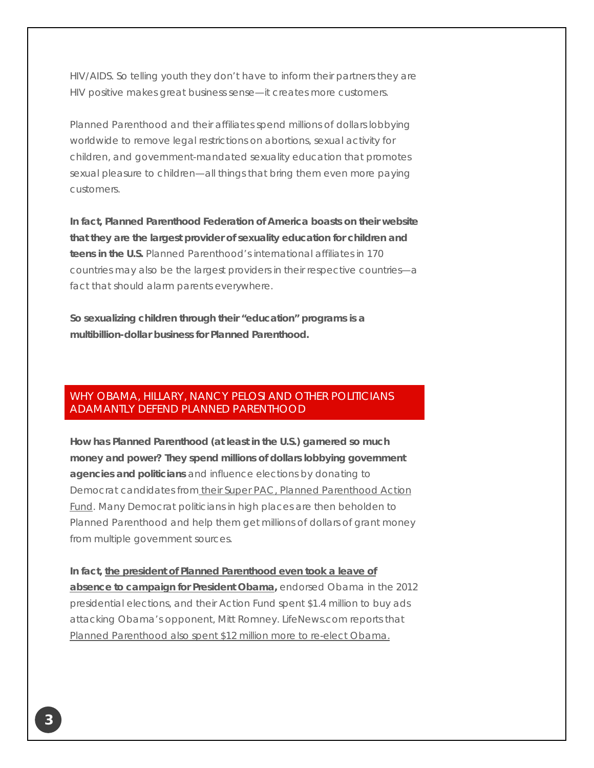HIV/AIDS. So telling youth they don't have to inform their partners they are HIV positive makes great business sense—it creates more customers.

Planned Parenthood and their affiliates spend millions of dollars lobbying worldwide to remove legal restrictions on abortions, sexual activity for children, and government-mandated sexuality education that promotes sexual pleasure to children—all things that bring them even more paying customers.

**In fact, Planned Parenthood Federation of America boasts on their website that they are the largest provider of sexuality education for children and teens in the U.S.** Planned Parenthood's international affiliates in 170 countries may also be the largest providers in their respective countries—a fact that should alarm parents everywhere.

**So sexualizing children through their "education" programs is a multibillion-dollar business for Planned Parenthood.**

## WHY OBAMA, HILLARY, NANCY PELOSI AND OTHER POLITICIANS ADAMANTLY DEFEND PLANNED PARENTHOOD

**How has Planned Parenthood (at least in the U.S.) garnered so much money and power? They spend millions of dollars lobbying government agencies and politicians** and influence elections by donating to Democrat candidates from their Super PAC, Planned Parenthood Action Fund. Many Democrat politicians in high places are then beholden to Planned Parenthood and help them get millions of dollars of grant money from multiple government sources.

**In fact, the president of Planned Parenthood even took a leave of absence to campaign for President Obama,** endorsed Obama in the 2012 presidential elections, and their Action Fund spent $1.4 million to buy ads attacking Obama's opponent, Mitt Romney. LifeNews.com reports that Planned Parenthood also spent $12 million more to re-elect Obama.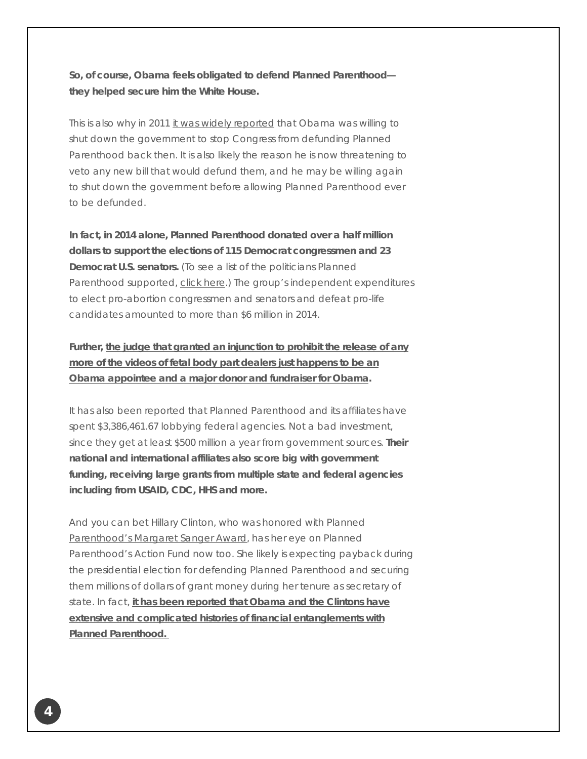**So, of course, Obama feels obligated to defend Planned Parenthood—they helped secure him the White House.**

This is also why in 2011 it was widely reported that Obama was willing to shut down the government to stop Congress from defunding Planned Parenthood back then. It is also likely the reason he is now threatening to veto any new bill that would defund them, and he may be willing again to shut down the government before allowing Planned Parenthood ever to be defunded.

**In fact, in 2014 alone, Planned Parenthood donated over a half million dollars to support the elections of 115 Democrat congressmen and 23 Democrat U.S. senators.** (To see a list of the politicians Planned Parenthood supported, click here.) The group's independent expenditures to elect pro-abortion congressmen and senators and defeat pro-life candidates amounted to more than $6 million in 2014.

**Further, the judge that granted an injunction to prohibit the release of any more of the videos of fetal body part dealers just happens to be an Obama appointee and a major donor and fundraiser for Obama.**

It has also been reported that Planned Parenthood and its affiliates have spent $3,386,461.67 lobbying federal agencies. Not a bad investment, since they get at least $500 million a year from government sources. **Their national and international affiliates also score big with government funding, receiving large grants from multiple state and federal agencies including from USAID, CDC, HHS and more.**

And you can bet Hillary Clinton, who was honored with Planned Parenthood's Margaret Sanger Award, has her eye on Planned Parenthood's Action Fund now too. She likely is expecting payback during the presidential election for defending Planned Parenthood and securing them millions of dollars of grant money during her tenure as secretary of state. In fact, **it has been reported that Obama and the Clintons have extensive and complicated histories of financial entanglements with Planned Parenthood.**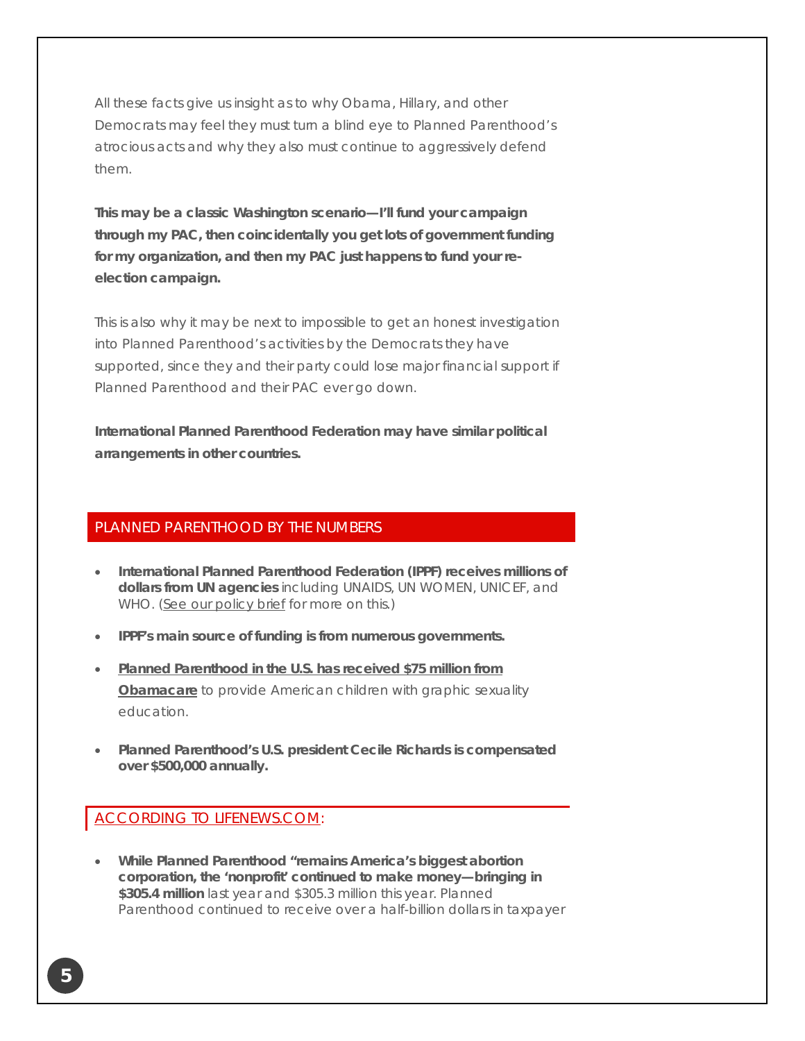All these facts give us insight as to why Obama, Hillary, and other Democrats may feel they must turn a blind eye to Planned Parenthood's atrocious acts and why they also must continue to aggressively defend them.

**This may be a classic Washington scenario—I'll fund your campaign through my PAC, then coincidentally you get lots of government funding for my organization, and then my PAC just happens to fund your re-election campaign.**

This is also why it may be next to impossible to get an honest investigation into Planned Parenthood's activities by the Democrats they have supported, since they and their party could lose major financial support if Planned Parenthood and their PAC ever go down.

**International Planned Parenthood Federation may have similar political arrangements in other countries.**

## PLANNED PARENTHOOD BY THE NUMBERS

- **International Planned Parenthood Federation (IPPF) receives millions of dollars from UN agencies** including UNAIDS, UN WOMEN, UNICEF, and WHO. (See our policy brief for more on this.)
- **IPPF's main source of funding is from numerous governments.**
- **Planned Parenthood in the U.S. has received $75 million from Obamacare** to provide American children with graphic sexuality education.
- **Planned Parenthood's U.S. president Cecile Richards is compensated over $500,000 annually.**

## ACCORDING TO LIFENEWS.COM:

- **While Planned Parenthood "remains America's biggest abortion corporation, the 'nonprofit' continued to make money—bringing in $305.4 million** last year and $305.3 million this year. Planned Parenthood continued to receive over a half-billion dollars in taxpayer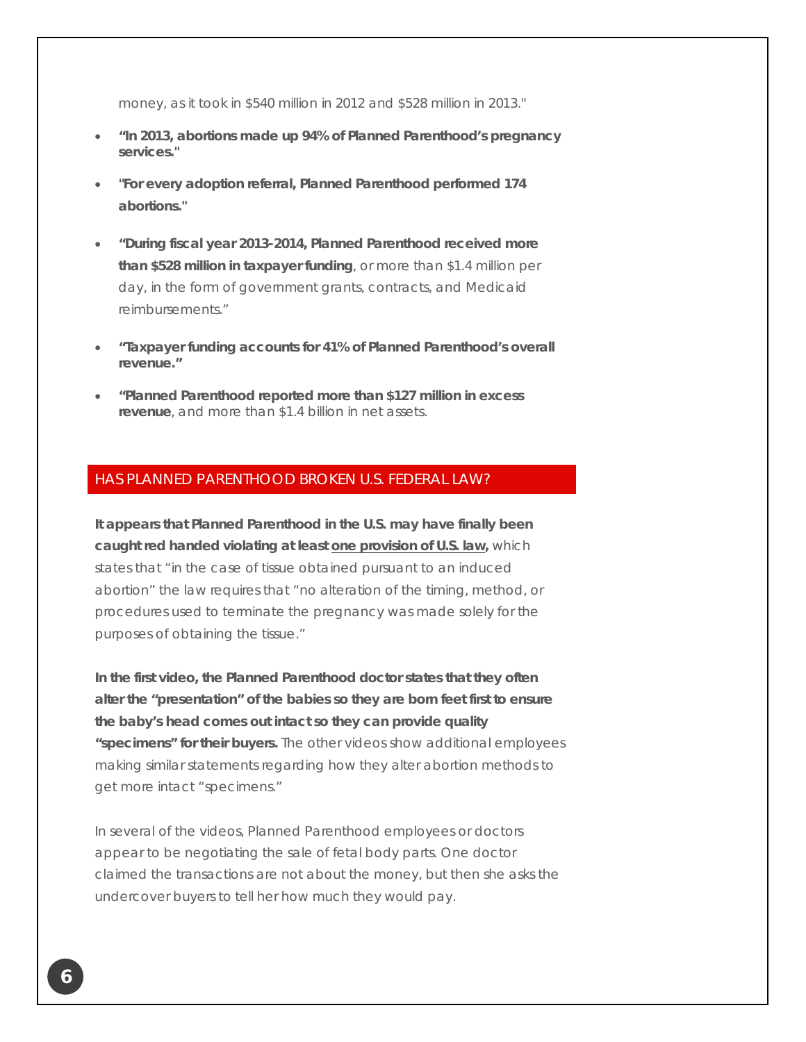money, as it took in $540 million in 2012 and $528 million in 2013."

- **"In 2013, abortions made up 94% of Planned Parenthood's pregnancy services."**
- **"For every adoption referral, Planned Parenthood performed 174 abortions."**
- **"During fiscal year 2013-2014, Planned Parenthood received more than $528 million in taxpayer funding**, or more than $1.4 million per day, in the form of government grants, contracts, and Medicaid reimbursements."
- **"Taxpayer funding accounts for 41% of Planned Parenthood's overall revenue."**
- **"Planned Parenthood reported more than $127 million in excess revenue**, and more than $1.4 billion in net assets.

## HAS PLANNED PARENTHOOD BROKEN U.S. FEDERAL LAW?

**It appears that Planned Parenthood in the U.S. may have finally been caught red handed violating at least one provision of U.S. law,** which states that "in the case of tissue obtained pursuant to an induced abortion" the law requires that "no alteration of the timing, method, or procedures used to terminate the pregnancy was made solely for the purposes of obtaining the tissue."

**In the first video, the Planned Parenthood doctor states that they often alter the "presentation" of the babies so they are born feet first to ensure the baby's head comes out intact so they can provide quality "specimens" for their buyers.** The other videos show additional employees making similar statements regarding how they alter abortion methods to get more intact "specimens."

In several of the videos, Planned Parenthood employees or doctors appear to be negotiating the sale of fetal body parts. One doctor claimed the transactions are not about the money, but then she asks the undercover buyers to tell her how much they would pay.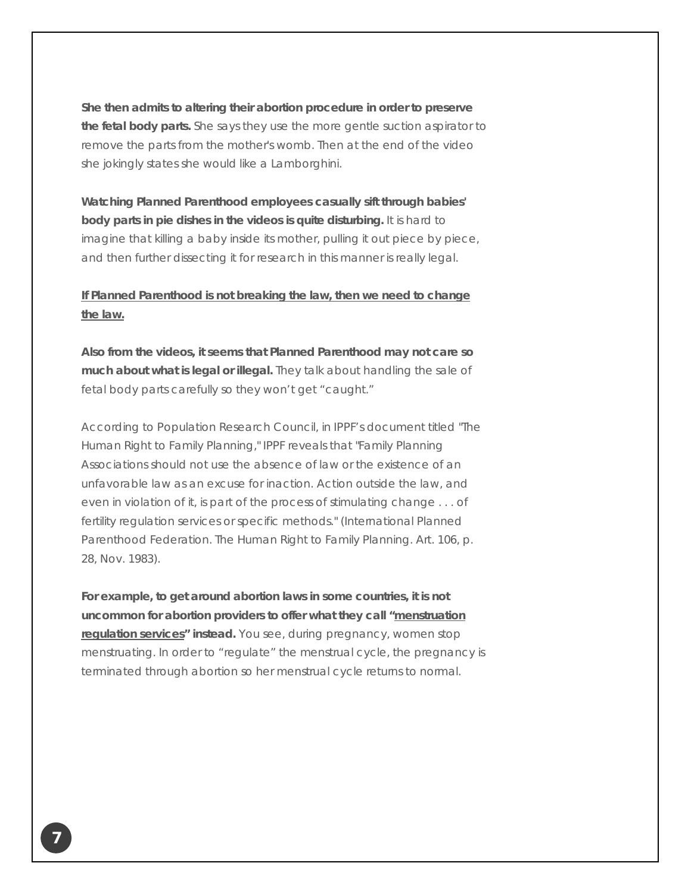**She then admits to altering their abortion procedure in order to preserve the fetal body parts.** She says they use the more gentle suction aspirator to remove the parts from the mother's womb. Then at the end of the video she jokingly states she would like a Lamborghini.

**Watching Planned Parenthood employees casually sift through babies' body parts in pie dishes in the videos is quite disturbing.** It is hard to imagine that killing a baby inside its mother, pulling it out piece by piece, and then further dissecting it for research in this manner is really legal.

**<u>If Planned Parenthood is not breaking the law, then we need to change the law.</u>**

**Also from the videos, it seems that Planned Parenthood may not care so much about what is legal or illegal.** They talk about handling the sale of fetal body parts carefully so they won't get "caught."

According to Population Research Council, in IPPF's document titled "The Human Right to Family Planning," IPPF reveals that "Family Planning Associations should not use the absence of law or the existence of an unfavorable law as an excuse for inaction. Action outside the law, and even in violation of it, is part of the process of stimulating change . . . of fertility regulation services or specific methods." (International Planned Parenthood Federation. The Human Right to Family Planning. Art. 106, p. 28, Nov. 1983).

**For example, to get around abortion laws in some countries, it is not uncommon for abortion providers to offer what they call "<u>menstruation regulation services</u>" instead.** You see, during pregnancy, women stop menstruating. In order to "regulate" the menstrual cycle, the pregnancy is terminated through abortion so her menstrual cycle returns to normal.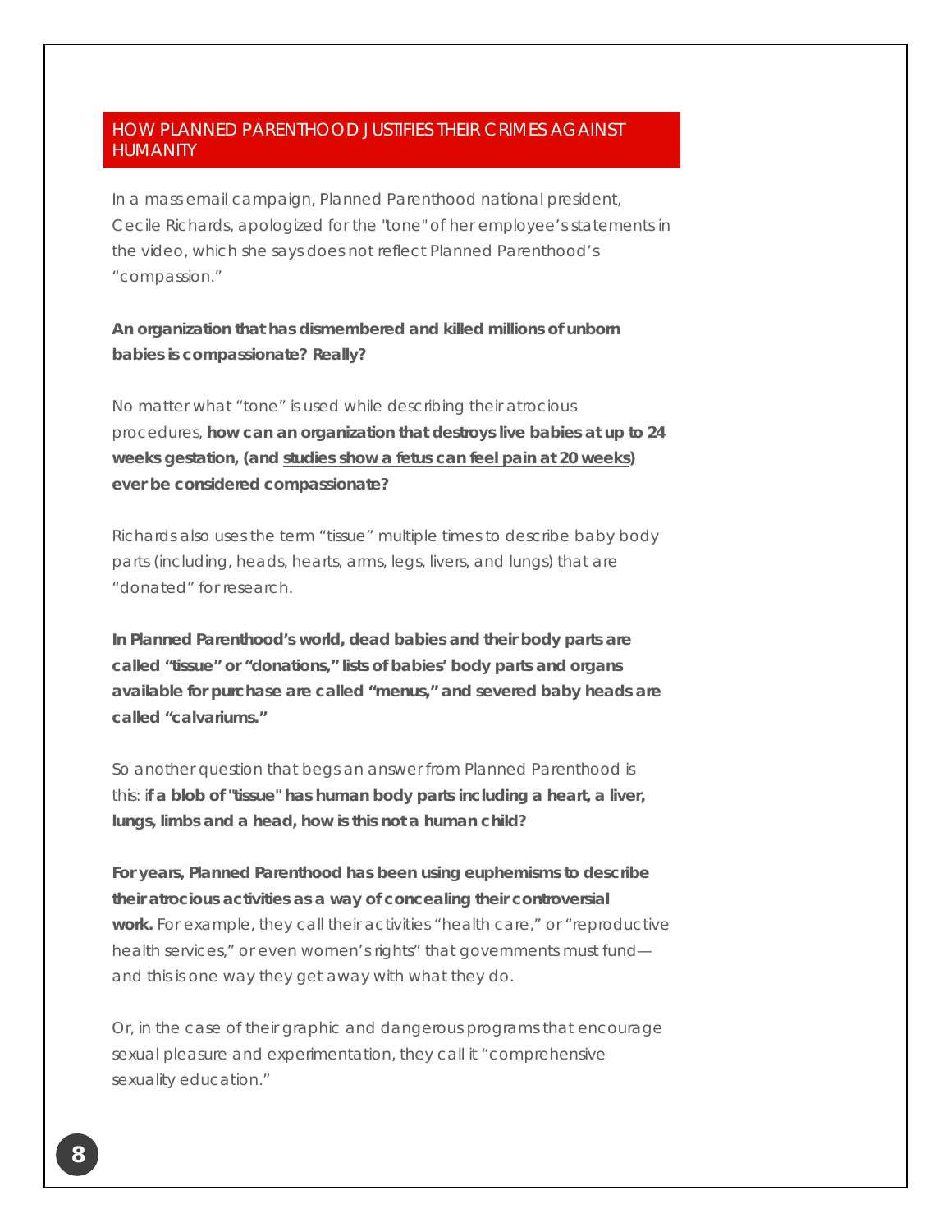## HOW PLANNED PARENTHOOD JUSTIFIES THEIR CRIMES AGAINST HUMANITY

In a mass email campaign, Planned Parenthood national president, Cecile Richards, apologized for the "tone" of her employee's statements in the video, which she says does not reflect Planned Parenthood's "compassion."

**An organization that has dismembered and killed millions of unborn babies is compassionate? Really?**

No matter what "tone" is used while describing their atrocious procedures, **how can an organization that destroys live babies at up to 24 weeks gestation, (and studies show a fetus can feel pain at 20 weeks) ever be considered compassionate?**

Richards also uses the term "tissue" multiple times to describe baby body parts (including, heads, hearts, arms, legs, livers, and lungs) that are "donated" for research.

**In Planned Parenthood's world, dead babies and their body parts are called "tissue" or "donations," lists of babies' body parts and organs available for purchase are called "menus," and severed baby heads are called "calvariums."**

So another question that begs an answer from Planned Parenthood is this: i**f a blob of "tissue" has human body parts including a heart, a liver, lungs, limbs and a head, how is this not a human child?**

**For years, Planned Parenthood has been using euphemisms to describe their atrocious activities as a way of concealing their controversial work.** For example, they call their activities "health care," or "reproductive health services," or even women's rights" that governments must fund—and this is one way they get away with what they do.

Or, in the case of their graphic and dangerous programs that encourage sexual pleasure and experimentation, they call it "comprehensive sexuality education."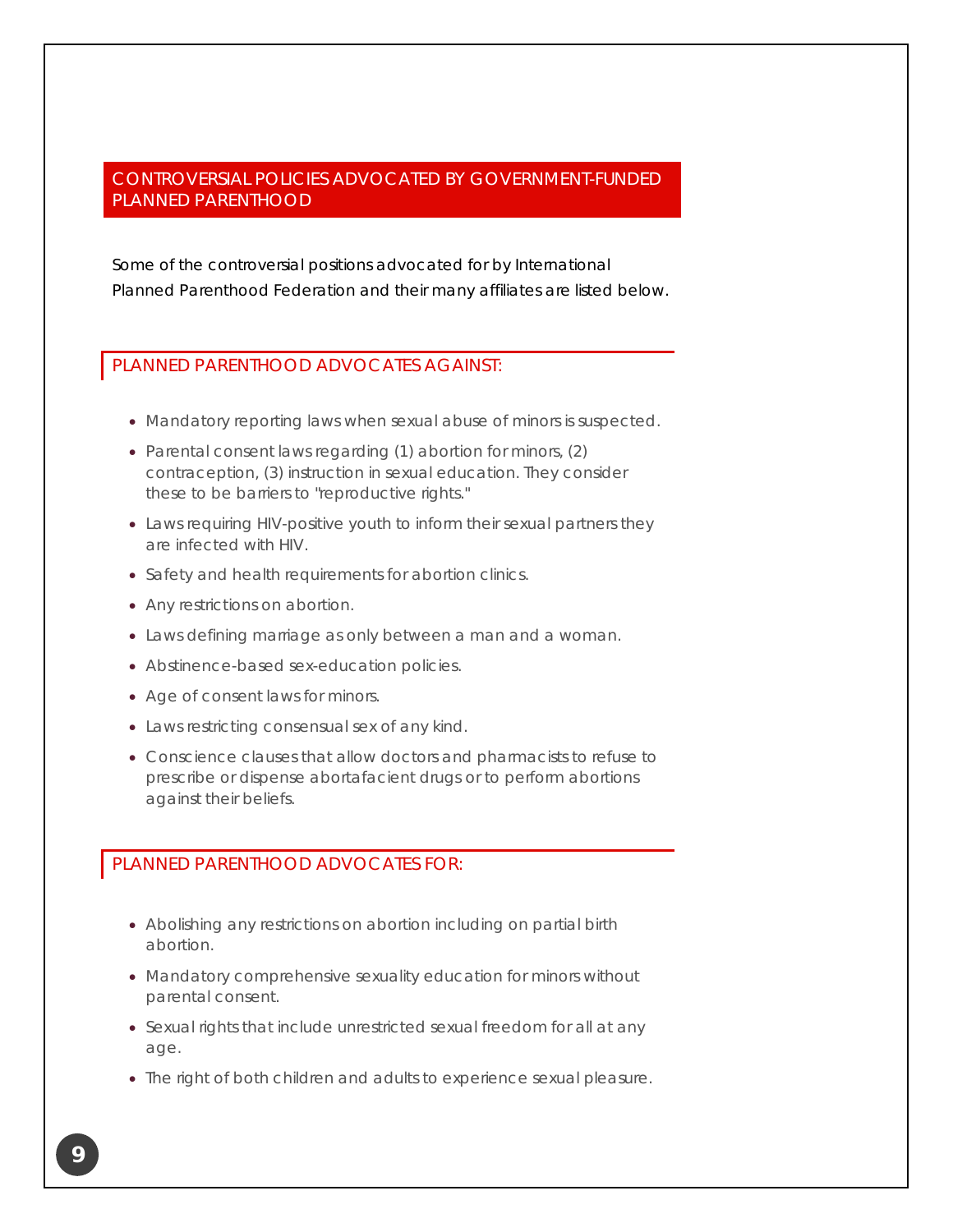## CONTROVERSIAL POLICIES ADVOCATED BY GOVERNMENT-FUNDED PLANNED PARENTHOOD

Some of the controversial positions advocated for by International Planned Parenthood Federation and their many affiliates are listed below.

### PLANNED PARENTHOOD ADVOCATES AGAINST:

- Mandatory reporting laws when sexual abuse of minors is suspected.
- Parental consent laws regarding (1) abortion for minors, (2) contraception, (3) instruction in sexual education. They consider these to be barriers to "reproductive rights."
- Laws requiring HIV-positive youth to inform their sexual partners they are infected with HIV.
- Safety and health requirements for abortion clinics.
- Any restrictions on abortion.
- Laws defining marriage as only between a man and a woman.
- Abstinence-based sex-education policies.
- Age of consent laws for minors.
- Laws restricting consensual sex of any kind.
- Conscience clauses that allow doctors and pharmacists to refuse to prescribe or dispense abortafacient drugs or to perform abortions against their beliefs.

### PLANNED PARENTHOOD ADVOCATES FOR:

- Abolishing any restrictions on abortion including on partial birth abortion.
- Mandatory comprehensive sexuality education for minors without parental consent.
- Sexual rights that include unrestricted sexual freedom for all at any age.
- The right of both children and adults to experience sexual pleasure.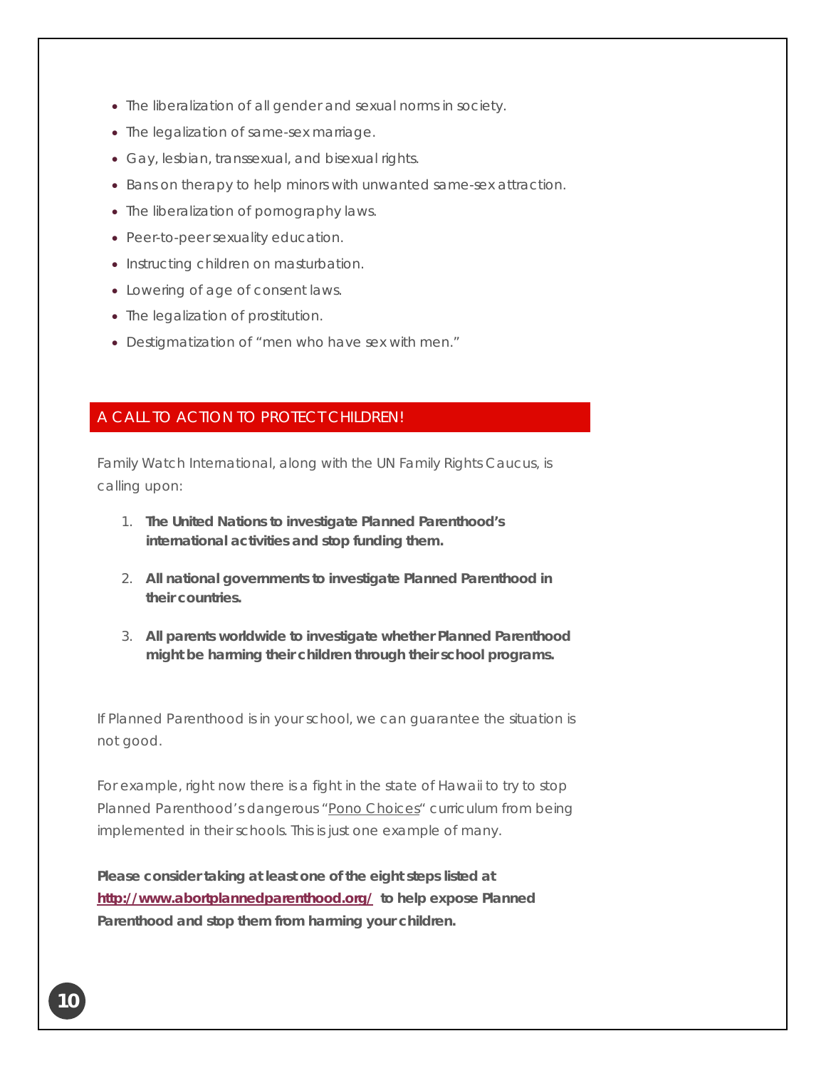- The liberalization of all gender and sexual norms in society.
- The legalization of same-sex marriage.
- Gay, lesbian, transsexual, and bisexual rights.
- Bans on therapy to help minors with unwanted same-sex attraction.
- The liberalization of pornography laws.
- Peer-to-peer sexuality education.
- Instructing children on masturbation.
- Lowering of age of consent laws.
- The legalization of prostitution.
- Destigmatization of "men who have sex with men."

## A CALL TO ACTION TO PROTECT CHILDREN!

Family Watch International, along with the UN Family Rights Caucus, is calling upon:

1. **The United Nations to investigate Planned Parenthood's international activities and stop funding them.**
2. **All national governments to investigate Planned Parenthood in their countries.**
3. **All parents worldwide to investigate whether Planned Parenthood might be harming their children through their school programs.**

If Planned Parenthood is in your school, we can guarantee the situation is not good.

For example, right now there is a fight in the state of Hawaii to try to stop Planned Parenthood's dangerous "Pono Choices" curriculum from being implemented in their schools. This is just one example of many.

**Please consider taking at least one of the eight steps listed at http://www.abortplannedparenthood.org/ to help expose Planned Parenthood and stop them from harming your children.**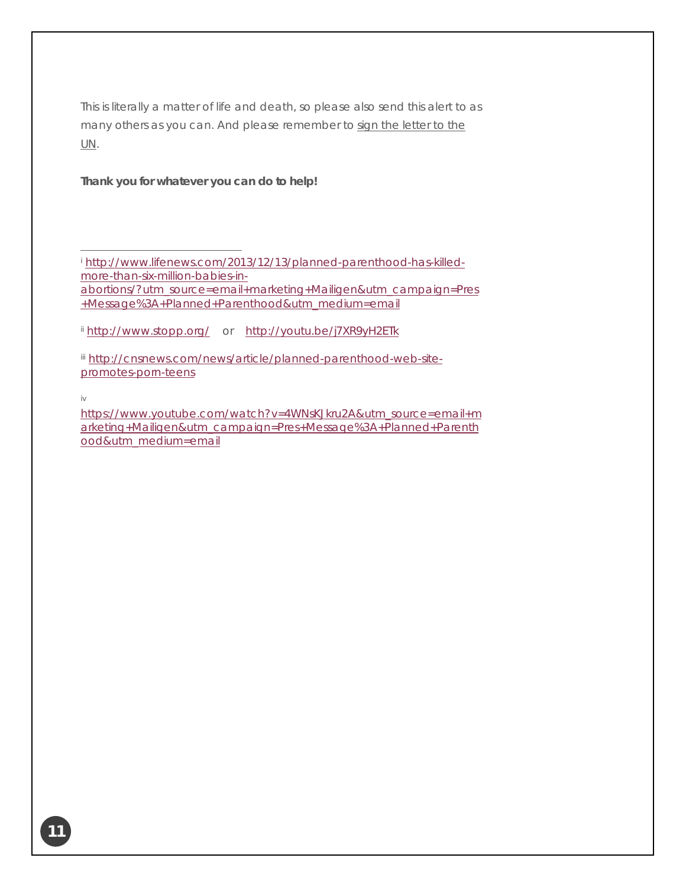This is literally a matter of life and death, so please also send this alert to as many others as you can. And please remember to sign the letter to the UN.

**Thank you for whatever you can do to help!**

---

[i] http://www.lifenews.com/2013/12/13/planned-parenthood-has-killed-more-than-six-million-babies-in-abortions/?utm_source=email+marketing+Mailigen&utm_campaign=Pres+Message%3A+Planned+Parenthood&utm_medium=email

[ii] http://www.stopp.org/ or http://youtu.be/j7XR9yH2ETk

[iii] http://cnsnews.com/news/article/planned-parenthood-web-site-promotes-porn-teens

[iv] https://www.youtube.com/watch?v=4WNsKJkru2A&utm_source=email+marketing+Mailigen&utm_campaign=Pres+Message%3A+Planned+Parenthood&utm_medium=email